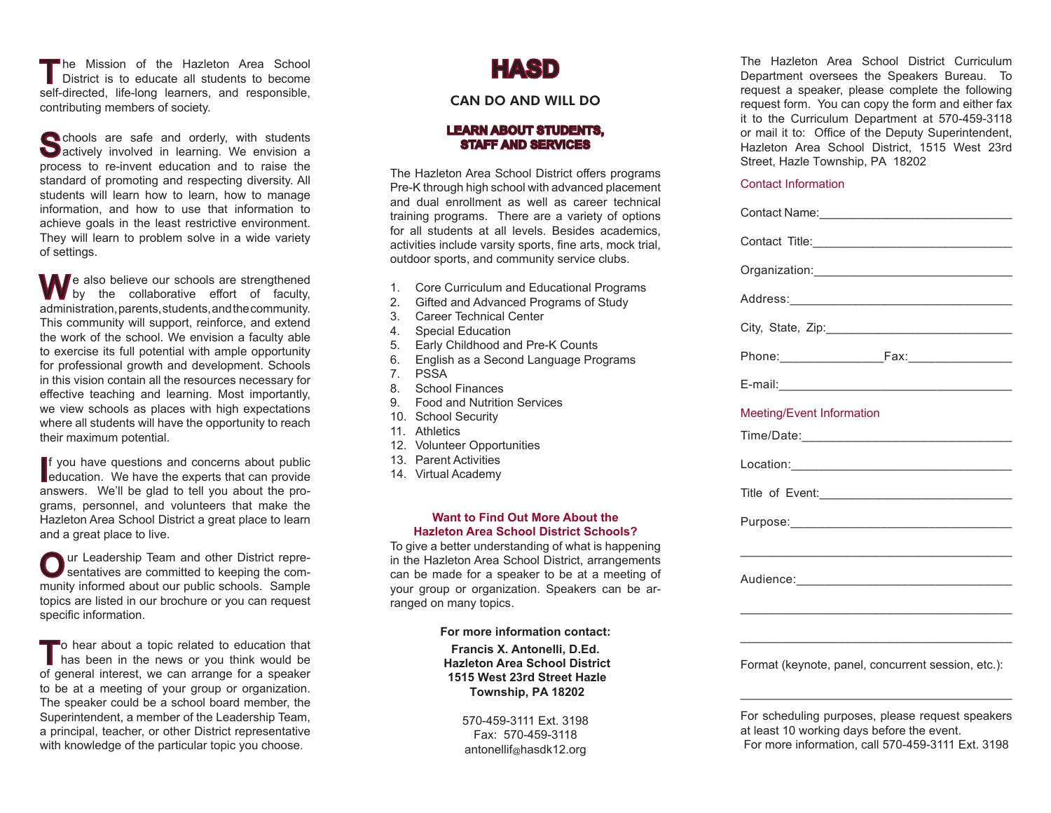The Mission of the Hazleton Area School District is to educate all students to become self-directed, life-long learners, and responsible, contributing members of society.

Schools are safe and orderly, with students actively involved in learning. We envision a process to re-invent education and to raise the standard of promoting and respecting diversity. All students will learn how to learn, how to manage information, and how to use that information to achieve goals in the least restrictive environment. They will learn to problem solve in a wide variety of settings.

We also believe our schools are strengthened by the collaborative effort of faculty, administration, parents, students, and the community. This community will support, reinforce, and extend the work of the school. We envision a faculty able to exercise its full potential with ample opportunity for professional growth and development. Schools in this vision contain all the resources necessary for effective teaching and learning. Most importantly, we view schools as places with high expectations where all students will have the opportunity to reach their maximum potential.

If you have questions and concerns about public education. We have the experts that can provide answers. We'll be glad to tell you about the programs, personnel, and volunteers that make the Hazleton Area School District a great place to learn and a great place to live.

Our Leadership Team and other District representatives are committed to keeping the community informed about our public schools. Sample topics are listed in our brochure or you can request specific information.

To hear about a topic related to education that has been in the news or you think would be of general interest, we can arrange for a speaker to be at a meeting of your group or organization. The speaker could be a school board member, the Superintendent, a member of the Leadership Team, a principal, teacher, or other District representative with knowledge of the particular topic you choose.

# HASD

## CAN DO AND WILL DO

### LEARN ABOUT STUDENTS, STAFF AND SERVICES

The Hazleton Area School District offers programs Pre-K through high school with advanced placement and dual enrollment as well as career technical training programs. There are a variety of options for all students at all levels. Besides academics, activities include varsity sports, fine arts, mock trial, outdoor sports, and community service clubs.

1. Core Curriculum and Educational Programs
2. Gifted and Advanced Programs of Study
3. Career Technical Center
4. Special Education
5. Early Childhood and Pre-K Counts
6. English as a Second Language Programs
7. PSSA
8. School Finances
9. Food and Nutrition Services
10. School Security
11. Athletics
12. Volunteer Opportunities
13. Parent Activities
14. Virtual Academy

**Want to Find Out More About the Hazleton Area School District Schools?**

To give a better understanding of what is happening in the Hazleton Area School District, arrangements can be made for a speaker to be at a meeting of your group or organization. Speakers can be arranged on many topics.

**For more information contact:**

**Francis X. Antonelli, D.Ed.**
**Hazleton Area School District**
**1515 West 23rd Street Hazle Township, PA 18202**

570-459-3111 Ext. 3198
Fax: 570-459-3118
antonellif@hasdk12.org

The Hazleton Area School District Curriculum Department oversees the Speakers Bureau. To request a speaker, please complete the following request form. You can copy the form and either fax it to the Curriculum Department at 570-459-3118 or mail it to: Office of the Deputy Superintendent, Hazleton Area School District, 1515 West 23rd Street, Hazle Township, PA 18202

Contact Information

Contact Name:______________________________

Contact Title:______________________________

Organization:______________________________

Address:__________________________________

City, State, Zip:____________________________

Phone:________________Fax:________________

E-mail:___________________________________

Meeting/Event Information

Time/Date:________________________________

Location:_________________________________

Title of Event:______________________________

Purpose:__________________________________

__________________________________________

Audience:_________________________________

__________________________________________

__________________________________________

Format (keynote, panel, concurrent session, etc.):

__________________________________________

For scheduling purposes, please request speakers at least 10 working days before the event.
For more information, call 570-459-3111 Ext. 3198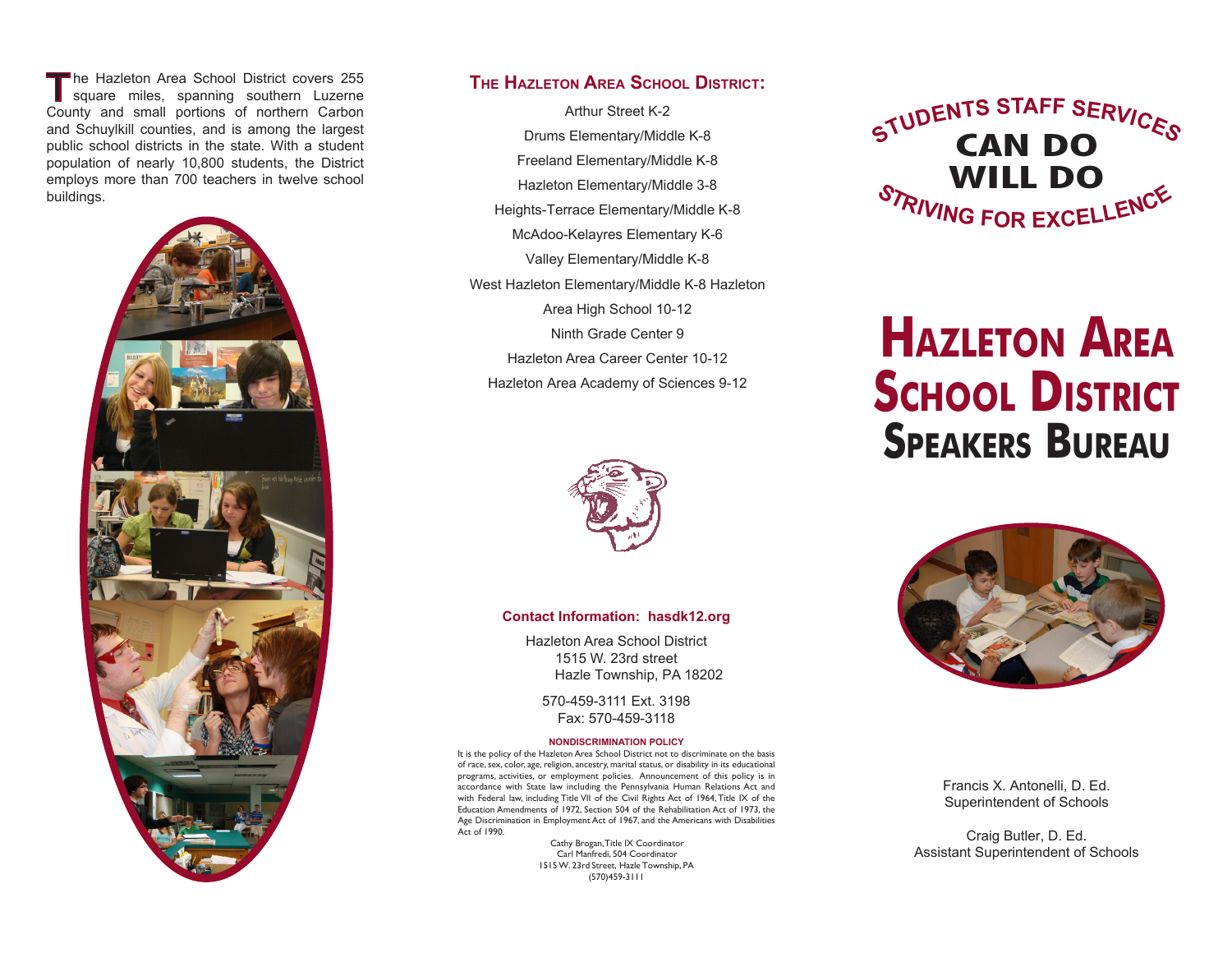The Hazleton Area School District covers 255 square miles, spanning southern Luzerne County and small portions of northern Carbon and Schuylkill counties, and is among the largest public school districts in the state. With a student population of nearly 10,800 students, the District employs more than 700 teachers in twelve school buildings.

## The Hazleton Area School District:

Arthur Street K-2

Drums Elementary/Middle K-8

Freeland Elementary/Middle K-8

Hazleton Elementary/Middle 3-8

Heights-Terrace Elementary/Middle K-8

McAdoo-Kelayres Elementary K-6

Valley Elementary/Middle K-8

West Hazleton Elementary/Middle K-8 Hazleton

Area High School 10-12

Ninth Grade Center 9

Hazleton Area Career Center 10-12

Hazleton Area Academy of Sciences 9-12

**Contact Information: hasdk12.org**

Hazleton Area School District
1515 W. 23rd street
Hazle Township, PA 18202

570-459-3111 Ext. 3198
Fax: 570-459-3118

**NONDISCRIMINATION POLICY**

It is the policy of the Hazleton Area School District not to discriminate on the basis of race, sex, color, age, religion, ancestry, marital status, or disability in its educational programs, activities, or employment policies. Announcement of this policy is in accordance with State law including the Pennsylvania Human Relations Act and with Federal law, including Title VII of the Civil Rights Act of 1964, Title IX of the Education Amendments of 1972, Section 504 of the Rehabilitation Act of 1973, the Age Discrimination in Employment Act of 1967, and the Americans with Disabilities Act of 1990.

Cathy Brogan, Title IX Coordinator
Carl Manfredi, 504 Coordinator
1515 W. 23rd Street, Hazle Township, PA
(570)459-3111

STUDENTS STAFF SERVICES
**CAN DO**
**WILL DO**
STRIVING FOR EXCELLENCE

# Hazleton Area School District Speakers Bureau

Francis X. Antonelli, D. Ed.
Superintendent of Schools

Craig Butler, D. Ed.
Assistant Superintendent of Schools